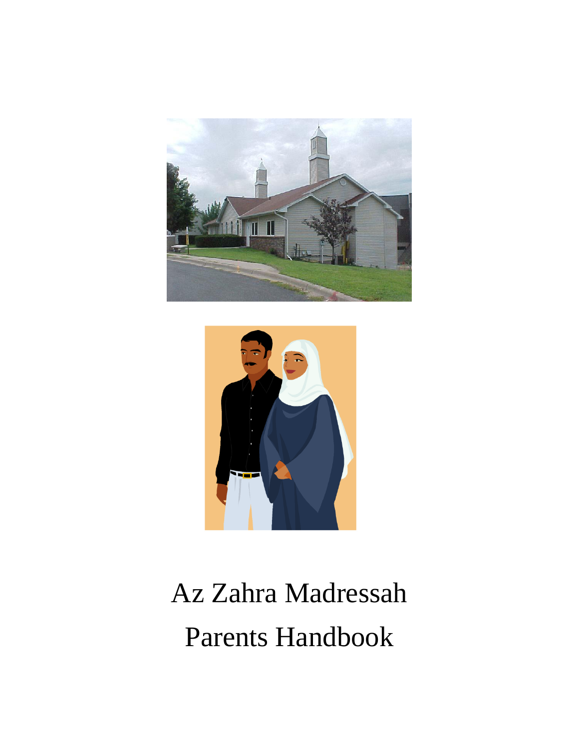# Az Zahra Madressah

# Parents Handbook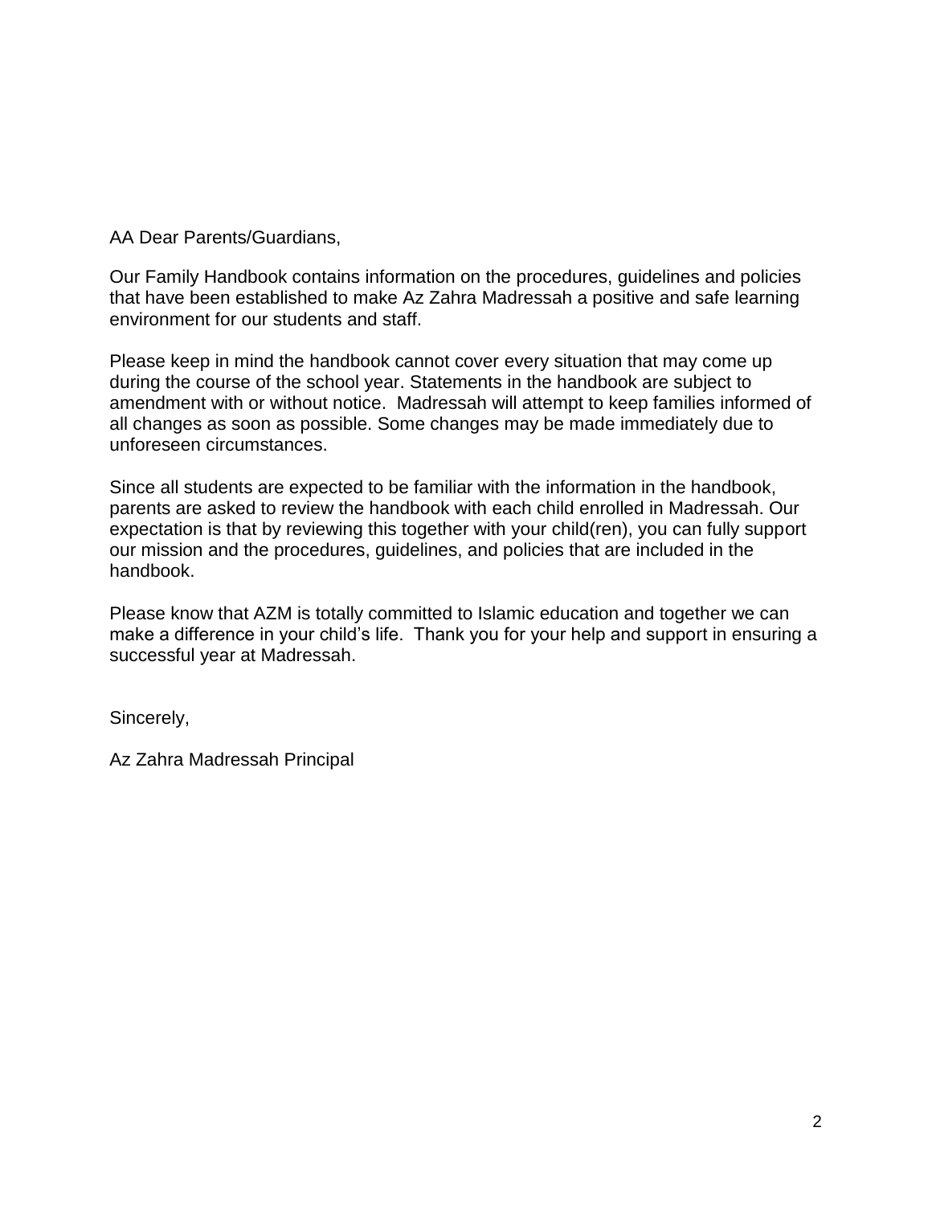AA Dear Parents/Guardians,

Our Family Handbook contains information on the procedures, guidelines and policies that have been established to make Az Zahra Madressah a positive and safe learning environment for our students and staff.

Please keep in mind the handbook cannot cover every situation that may come up during the course of the school year. Statements in the handbook are subject to amendment with or without notice. Madressah will attempt to keep families informed of all changes as soon as possible. Some changes may be made immediately due to unforeseen circumstances.

Since all students are expected to be familiar with the information in the handbook, parents are asked to review the handbook with each child enrolled in Madressah. Our expectation is that by reviewing this together with your child(ren), you can fully support our mission and the procedures, guidelines, and policies that are included in the handbook.

Please know that AZM is totally committed to Islamic education and together we can make a difference in your child's life. Thank you for your help and support in ensuring a successful year at Madressah.

Sincerely,

Az Zahra Madressah Principal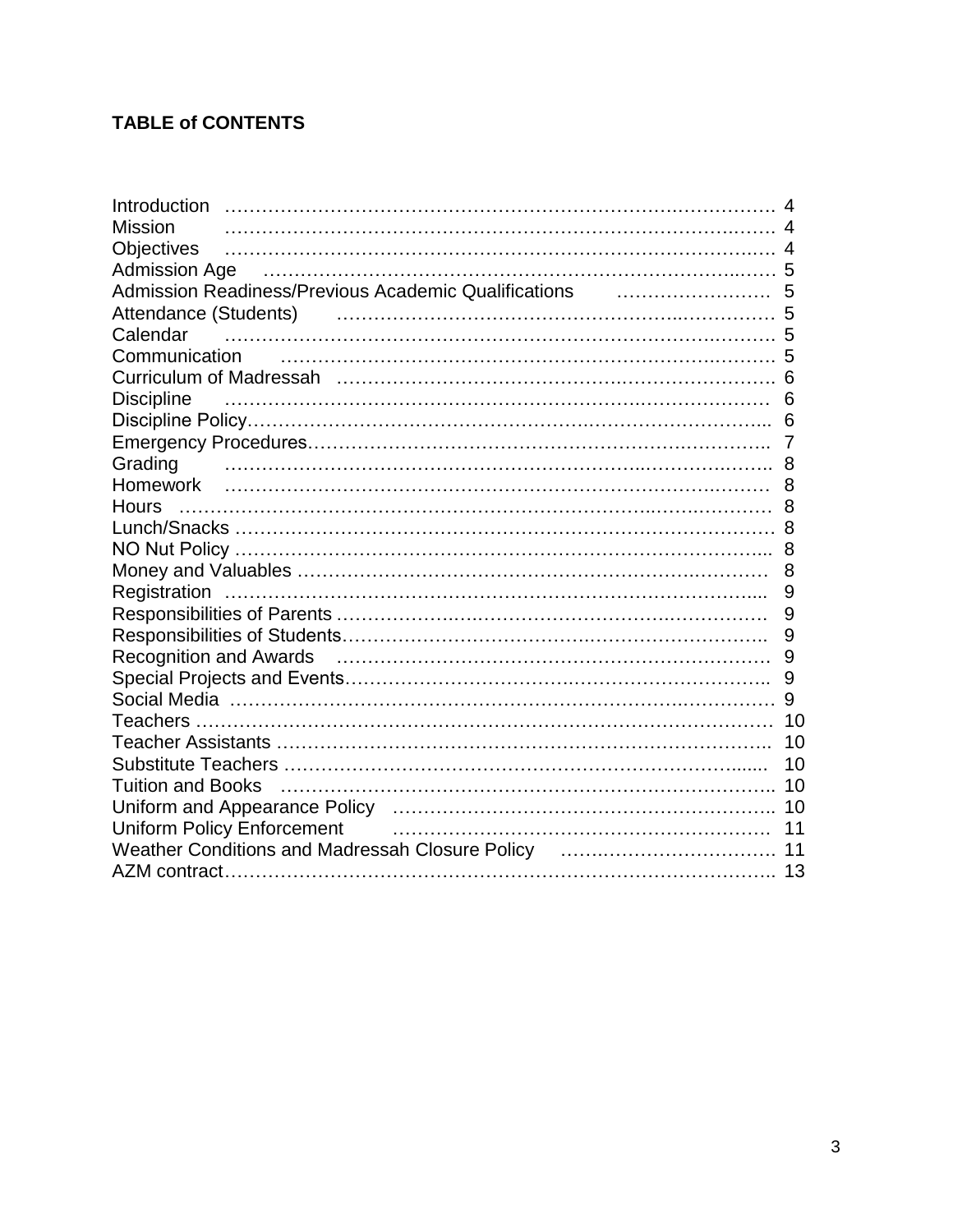**TABLE of CONTENTS**

| Section | Page |
|---|---|
| Introduction | 4 |
| Mission | 4 |
| Objectives | 4 |
| Admission Age | 5 |
| Admission Readiness/Previous Academic Qualifications | 5 |
| Attendance (Students) | 5 |
| Calendar | 5 |
| Communication | 5 |
| Curriculum of Madressah | 6 |
| Discipline | 6 |
| Discipline Policy | 6 |
| Emergency Procedures | 7 |
| Grading | 8 |
| Homework | 8 |
| Hours | 8 |
| Lunch/Snacks | 8 |
| NO Nut Policy | 8 |
| Money and Valuables | 8 |
| Registration | 9 |
| Responsibilities of Parents | 9 |
| Responsibilities of Students | 9 |
| Recognition and Awards | 9 |
| Special Projects and Events | 9 |
| Social Media | 9 |
| Teachers | 10 |
| Teacher Assistants | 10 |
| Substitute Teachers | 10 |
| Tuition and Books | 10 |
| Uniform and Appearance Policy | 10 |
| Uniform Policy Enforcement | 11 |
| Weather Conditions and Madressah Closure Policy | 11 |
| AZM contract | 13 |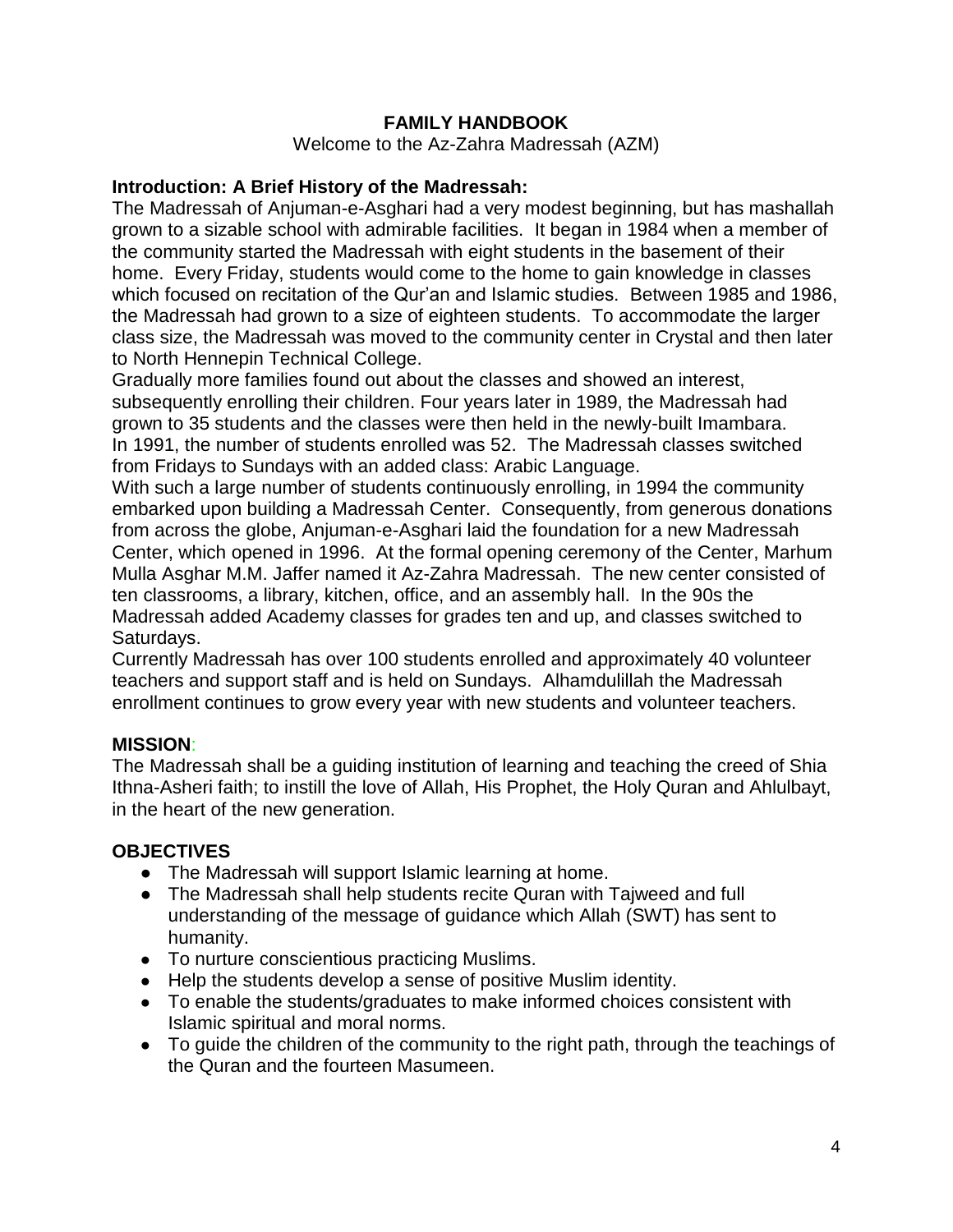# FAMILY HANDBOOK

Welcome to the Az-Zahra Madressah (AZM)

## Introduction: A Brief History of the Madressah:

The Madressah of Anjuman-e-Asghari had a very modest beginning, but has mashallah grown to a sizable school with admirable facilities. It began in 1984 when a member of the community started the Madressah with eight students in the basement of their home. Every Friday, students would come to the home to gain knowledge in classes which focused on recitation of the Qur'an and Islamic studies. Between 1985 and 1986, the Madressah had grown to a size of eighteen students. To accommodate the larger class size, the Madressah was moved to the community center in Crystal and then later to North Hennepin Technical College.

Gradually more families found out about the classes and showed an interest, subsequently enrolling their children. Four years later in 1989, the Madressah had grown to 35 students and the classes were then held in the newly-built Imambara. In 1991, the number of students enrolled was 52. The Madressah classes switched from Fridays to Sundays with an added class: Arabic Language.

With such a large number of students continuously enrolling, in 1994 the community embarked upon building a Madressah Center. Consequently, from generous donations from across the globe, Anjuman-e-Asghari laid the foundation for a new Madressah Center, which opened in 1996. At the formal opening ceremony of the Center, Marhum Mulla Asghar M.M. Jaffer named it Az-Zahra Madressah. The new center consisted of ten classrooms, a library, kitchen, office, and an assembly hall. In the 90s the Madressah added Academy classes for grades ten and up, and classes switched to Saturdays.

Currently Madressah has over 100 students enrolled and approximately 40 volunteer teachers and support staff and is held on Sundays. Alhamdulillah the Madressah enrollment continues to grow every year with new students and volunteer teachers.

## MISSION:

The Madressah shall be a guiding institution of learning and teaching the creed of Shia Ithna-Asheri faith; to instill the love of Allah, His Prophet, the Holy Quran and Ahlulbayt, in the heart of the new generation.

## OBJECTIVES

- The Madressah will support Islamic learning at home.
- The Madressah shall help students recite Quran with Tajweed and full understanding of the message of guidance which Allah (SWT) has sent to humanity.
- To nurture conscientious practicing Muslims.
- Help the students develop a sense of positive Muslim identity.
- To enable the students/graduates to make informed choices consistent with Islamic spiritual and moral norms.
- To guide the children of the community to the right path, through the teachings of the Quran and the fourteen Masumeen.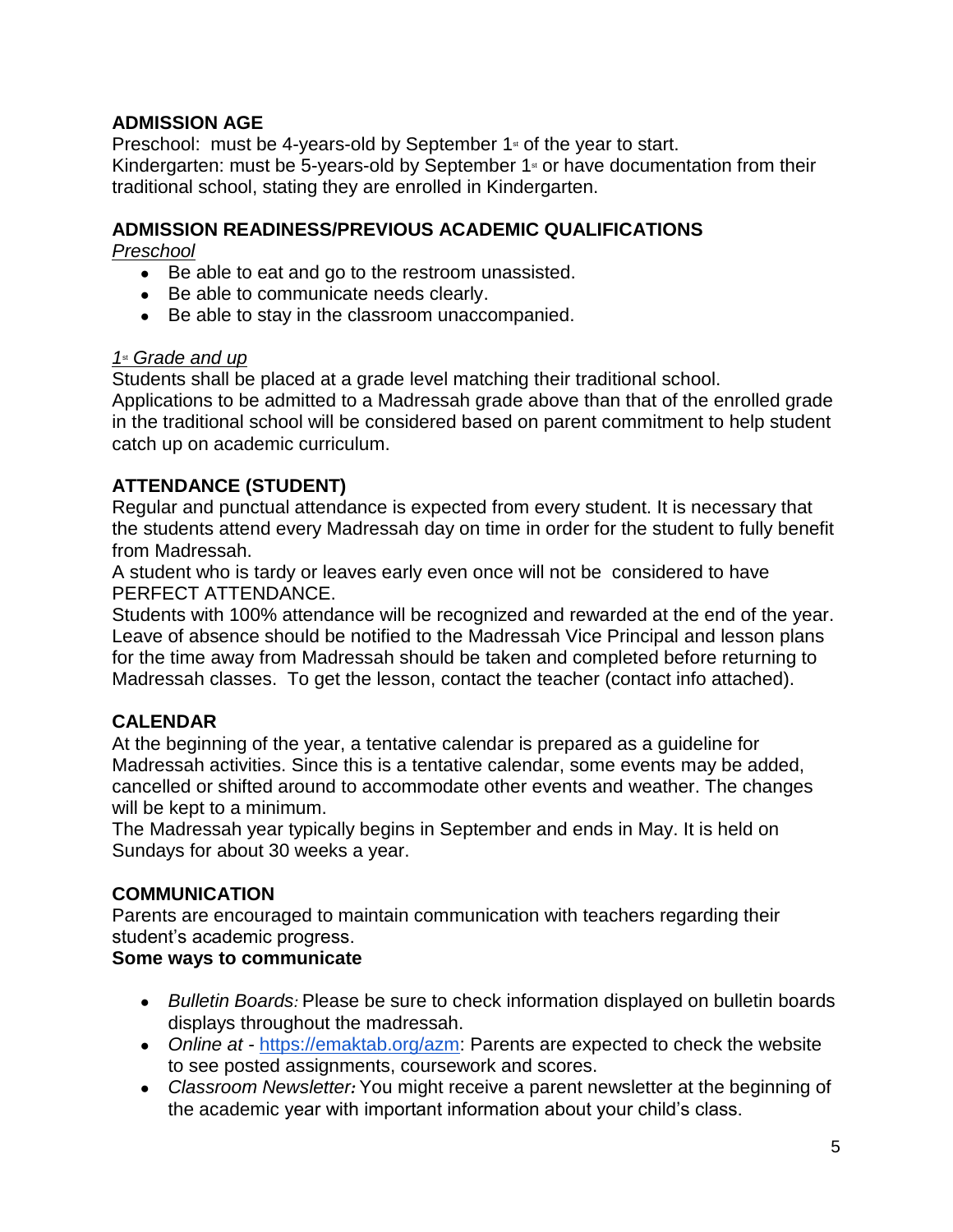## ADMISSION AGE

Preschool: must be 4-years-old by September 1st of the year to start.
Kindergarten: must be 5-years-old by September 1st or have documentation from their traditional school, stating they are enrolled in Kindergarten.

## ADMISSION READINESS/PREVIOUS ACADEMIC QUALIFICATIONS

*Preschool*

- Be able to eat and go to the restroom unassisted.
- Be able to communicate needs clearly.
- Be able to stay in the classroom unaccompanied.

*1st Grade and up*

Students shall be placed at a grade level matching their traditional school.
Applications to be admitted to a Madressah grade above than that of the enrolled grade in the traditional school will be considered based on parent commitment to help student catch up on academic curriculum.

## ATTENDANCE (STUDENT)

Regular and punctual attendance is expected from every student. It is necessary that the students attend every Madressah day on time in order for the student to fully benefit from Madressah.
A student who is tardy or leaves early even once will not be considered to have PERFECT ATTENDANCE.
Students with 100% attendance will be recognized and rewarded at the end of the year.
Leave of absence should be notified to the Madressah Vice Principal and lesson plans for the time away from Madressah should be taken and completed before returning to Madressah classes. To get the lesson, contact the teacher (contact info attached).

## CALENDAR

At the beginning of the year, a tentative calendar is prepared as a guideline for Madressah activities. Since this is a tentative calendar, some events may be added, cancelled or shifted around to accommodate other events and weather. The changes will be kept to a minimum.
The Madressah year typically begins in September and ends in May. It is held on Sundays for about 30 weeks a year.

## COMMUNICATION

Parents are encouraged to maintain communication with teachers regarding their student's academic progress.

**Some ways to communicate**

- *Bulletin Boards:* Please be sure to check information displayed on bulletin boards displays throughout the madressah.
- *Online at* - https://emaktab.org/azm: Parents are expected to check the website to see posted assignments, coursework and scores.
- *Classroom Newsletter:* You might receive a parent newsletter at the beginning of the academic year with important information about your child's class.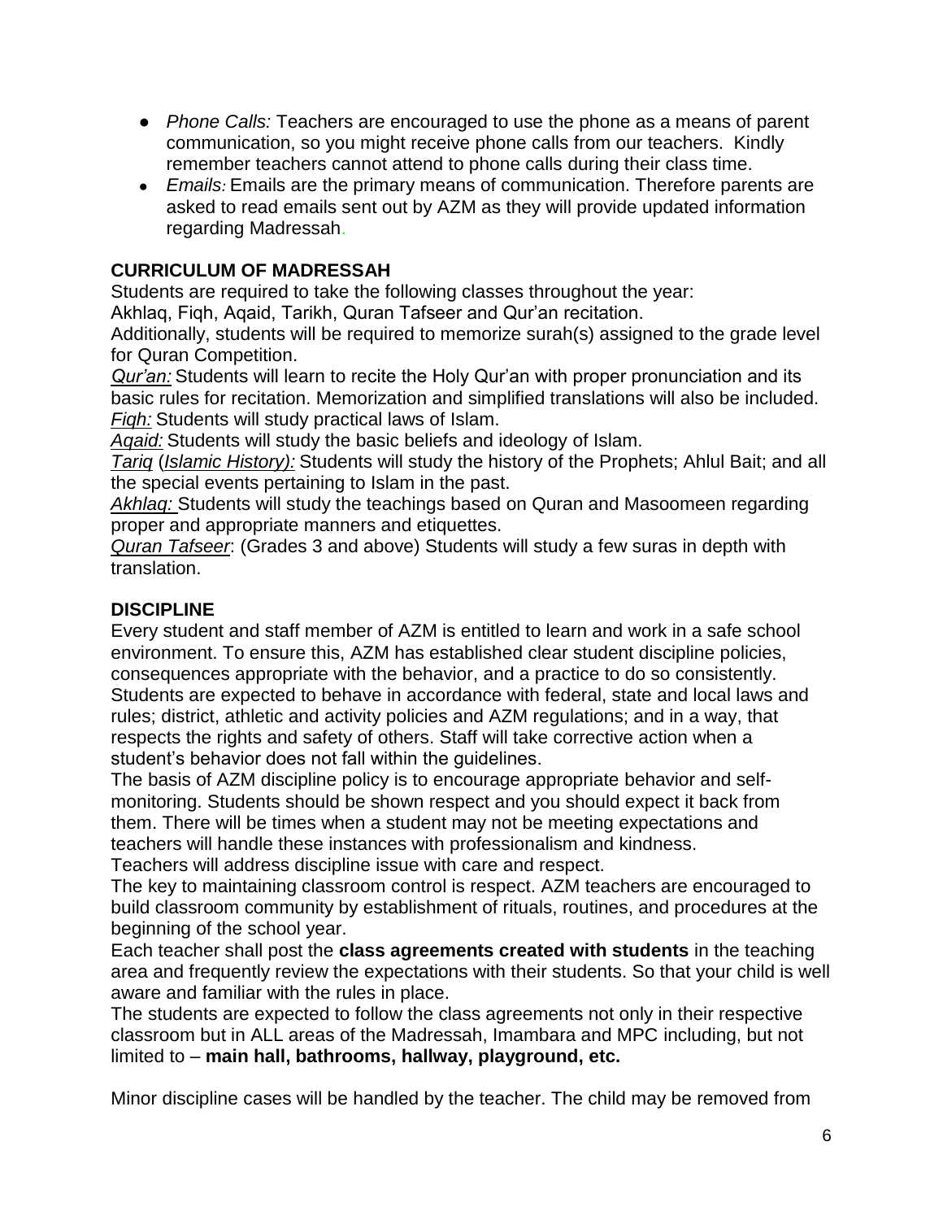- *Phone Calls:* Teachers are encouraged to use the phone as a means of parent communication, so you might receive phone calls from our teachers. Kindly remember teachers cannot attend to phone calls during their class time.
- *Emails:* Emails are the primary means of communication. Therefore parents are asked to read emails sent out by AZM as they will provide updated information regarding Madressah.

## CURRICULUM OF MADRESSAH

Students are required to take the following classes throughout the year:
Akhlaq, Fiqh, Aqaid, Tarikh, Quran Tafseer and Qur'an recitation.
Additionally, students will be required to memorize surah(s) assigned to the grade level for Quran Competition.

*Qur'an:* Students will learn to recite the Holy Qur'an with proper pronunciation and its basic rules for recitation. Memorization and simplified translations will also be included.
*Fiqh:* Students will study practical laws of Islam.
*Aqaid:* Students will study the basic beliefs and ideology of Islam.
*Tariq* (*Islamic History):* Students will study the history of the Prophets; Ahlul Bait; and all the special events pertaining to Islam in the past.
*Akhlaq:* Students will study the teachings based on Quran and Masoomeen regarding proper and appropriate manners and etiquettes.
*Quran Tafseer*: (Grades 3 and above) Students will study a few suras in depth with translation.

## DISCIPLINE

Every student and staff member of AZM is entitled to learn and work in a safe school environment. To ensure this, AZM has established clear student discipline policies, consequences appropriate with the behavior, and a practice to do so consistently. Students are expected to behave in accordance with federal, state and local laws and rules; district, athletic and activity policies and AZM regulations; and in a way, that respects the rights and safety of others. Staff will take corrective action when a student's behavior does not fall within the guidelines.

The basis of AZM discipline policy is to encourage appropriate behavior and self-monitoring. Students should be shown respect and you should expect it back from them. There will be times when a student may not be meeting expectations and teachers will handle these instances with professionalism and kindness.

Teachers will address discipline issue with care and respect.

The key to maintaining classroom control is respect. AZM teachers are encouraged to build classroom community by establishment of rituals, routines, and procedures at the beginning of the school year.

Each teacher shall post the **class agreements created with students** in the teaching area and frequently review the expectations with their students. So that your child is well aware and familiar with the rules in place.

The students are expected to follow the class agreements not only in their respective classroom but in ALL areas of the Madressah, Imambara and MPC including, but not limited to – **main hall, bathrooms, hallway, playground, etc.**

Minor discipline cases will be handled by the teacher. The child may be removed from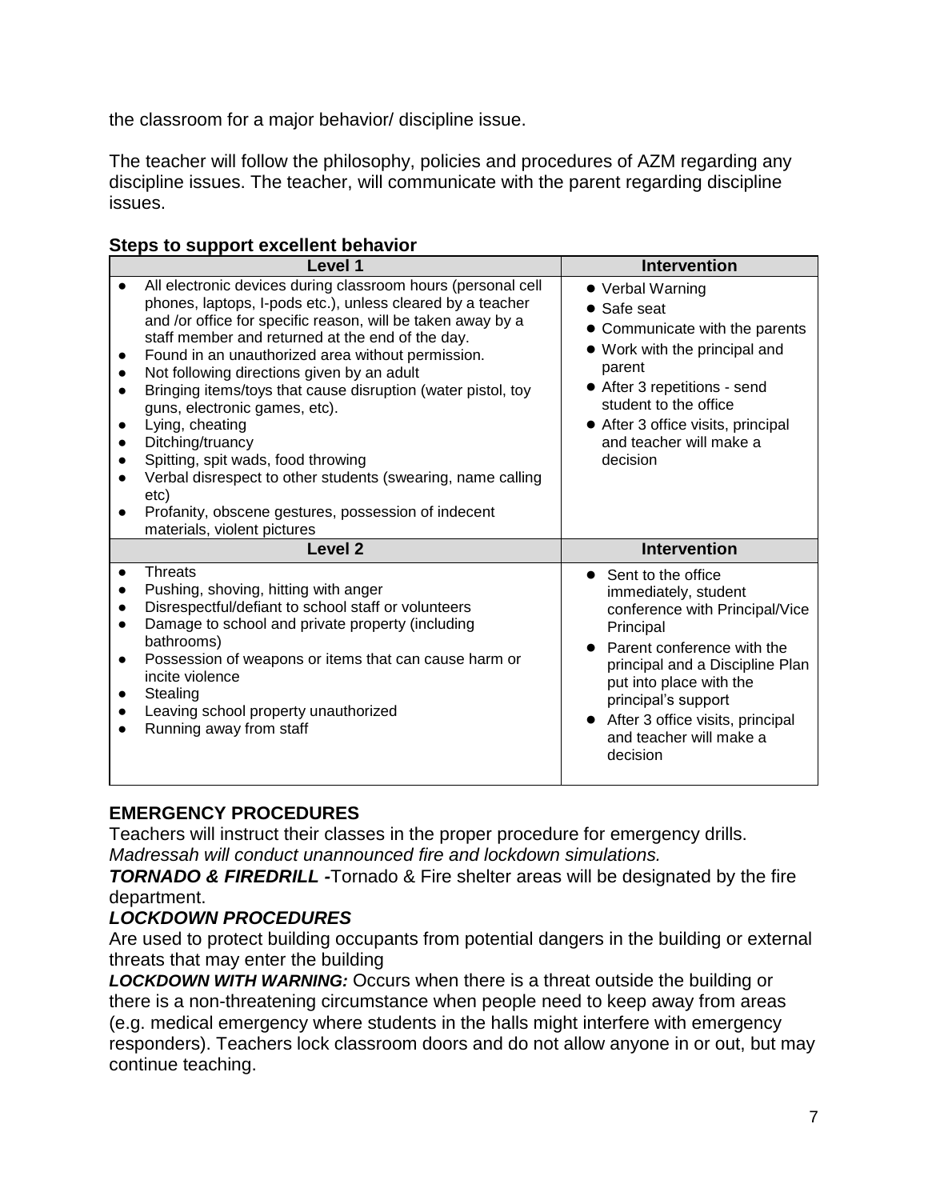the classroom for a major behavior/ discipline issue.

The teacher will follow the philosophy, policies and procedures of AZM regarding any discipline issues. The teacher, will communicate with the parent regarding discipline issues.

**Steps to support excellent behavior**

| Level 1 | Intervention |
|---|---|
| • All electronic devices during classroom hours (personal cell phones, laptops, I-pods etc.), unless cleared by a teacher and /or office for specific reason, will be taken away by a staff member and returned at the end of the day.<br>• Found in an unauthorized area without permission.<br>• Not following directions given by an adult<br>• Bringing items/toys that cause disruption (water pistol, toy guns, electronic games, etc).<br>• Lying, cheating<br>• Ditching/truancy<br>• Spitting, spit wads, food throwing<br>• Verbal disrespect to other students (swearing, name calling etc)<br>• Profanity, obscene gestures, possession of indecent materials, violent pictures | • Verbal Warning<br>• Safe seat<br>• Communicate with the parents<br>• Work with the principal and parent<br>• After 3 repetitions - send student to the office<br>• After 3 office visits, principal and teacher will make a decision |
| **Level 2** | **Intervention** |
| • Threats<br>• Pushing, shoving, hitting with anger<br>• Disrespectful/defiant to school staff or volunteers<br>• Damage to school and private property (including bathrooms)<br>• Possession of weapons or items that can cause harm or incite violence<br>• Stealing<br>• Leaving school property unauthorized<br>• Running away from staff | • Sent to the office immediately, student conference with Principal/Vice Principal<br>• Parent conference with the principal and a Discipline Plan put into place with the principal's support<br>• After 3 office visits, principal and teacher will make a decision |

## EMERGENCY PROCEDURES

Teachers will instruct their classes in the proper procedure for emergency drills.
*Madressah will conduct unannounced fire and lockdown simulations.*

***TORNADO & FIREDRILL*** **-**Tornado & Fire shelter areas will be designated by the fire department.

***LOCKDOWN PROCEDURES***

Are used to protect building occupants from potential dangers in the building or external threats that may enter the building

***LOCKDOWN WITH WARNING:*** Occurs when there is a threat outside the building or there is a non-threatening circumstance when people need to keep away from areas (e.g. medical emergency where students in the halls might interfere with emergency responders). Teachers lock classroom doors and do not allow anyone in or out, but may continue teaching.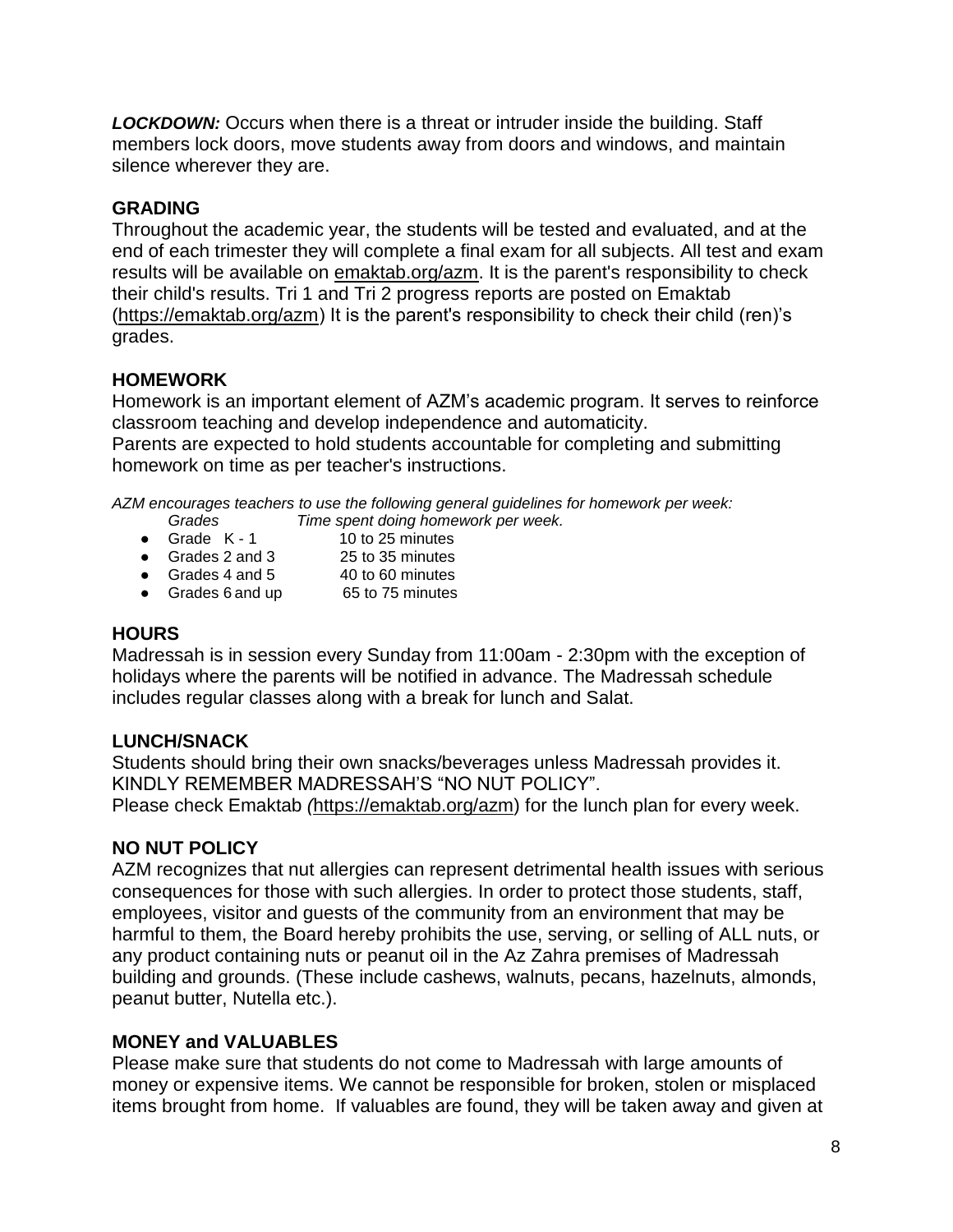***LOCKDOWN:*** Occurs when there is a threat or intruder inside the building. Staff members lock doors, move students away from doors and windows, and maintain silence wherever they are.

## GRADING

Throughout the academic year, the students will be tested and evaluated, and at the end of each trimester they will complete a final exam for all subjects. All test and exam results will be available on emaktab.org/azm. It is the parent's responsibility to check their child's results. Tri 1 and Tri 2 progress reports are posted on Emaktab (https://emaktab.org/azm) It is the parent's responsibility to check their child (ren)'s grades.

## HOMEWORK

Homework is an important element of AZM's academic program. It serves to reinforce classroom teaching and develop independence and automaticity.
Parents are expected to hold students accountable for completing and submitting homework on time as per teacher's instructions.

*AZM encourages teachers to use the following general guidelines for homework per week:*

| *Grades* | *Time spent doing homework per week.* |
|---|---|
| Grade K - 1 | 10 to 25 minutes |
| Grades 2 and 3 | 25 to 35 minutes |
| Grades 4 and 5 | 40 to 60 minutes |
| Grades 6 and up | 65 to 75 minutes |

## HOURS

Madressah is in session every Sunday from 11:00am - 2:30pm with the exception of holidays where the parents will be notified in advance. The Madressah schedule includes regular classes along with a break for lunch and Salat.

## LUNCH/SNACK

Students should bring their own snacks/beverages unless Madressah provides it.
KINDLY REMEMBER MADRESSAH'S "NO NUT POLICY".
Please check Emaktab *(*https://emaktab.org/azm) for the lunch plan for every week.

## NO NUT POLICY

AZM recognizes that nut allergies can represent detrimental health issues with serious consequences for those with such allergies. In order to protect those students, staff, employees, visitor and guests of the community from an environment that may be harmful to them, the Board hereby prohibits the use, serving, or selling of ALL nuts, or any product containing nuts or peanut oil in the Az Zahra premises of Madressah building and grounds. (These include cashews, walnuts, pecans, hazelnuts, almonds, peanut butter, Nutella etc.).

## MONEY and VALUABLES

Please make sure that students do not come to Madressah with large amounts of money or expensive items. We cannot be responsible for broken, stolen or misplaced items brought from home. If valuables are found, they will be taken away and given at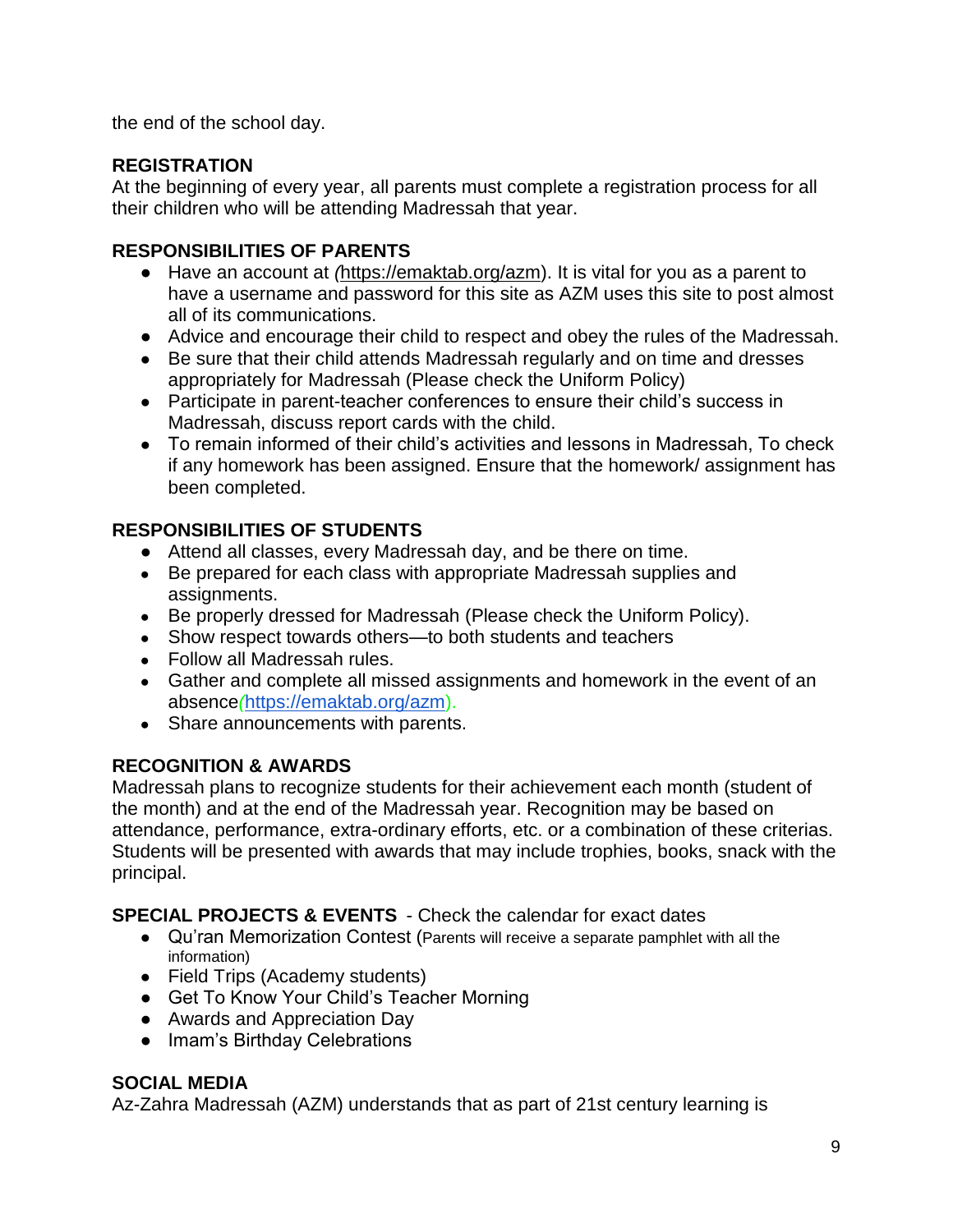the end of the school day.

**REGISTRATION**

At the beginning of every year, all parents must complete a registration process for all their children who will be attending Madressah that year.

**RESPONSIBILITIES OF PARENTS**

- Have an account at *(*https://emaktab.org/azm). It is vital for you as a parent to have a username and password for this site as AZM uses this site to post almost all of its communications.
- Advice and encourage their child to respect and obey the rules of the Madressah.
- Be sure that their child attends Madressah regularly and on time and dresses appropriately for Madressah (Please check the Uniform Policy)
- Participate in parent-teacher conferences to ensure their child's success in Madressah, discuss report cards with the child.
- To remain informed of their child's activities and lessons in Madressah, To check if any homework has been assigned. Ensure that the homework/ assignment has been completed.

**RESPONSIBILITIES OF STUDENTS**

- Attend all classes, every Madressah day, and be there on time.
- Be prepared for each class with appropriate Madressah supplies and assignments.
- Be properly dressed for Madressah (Please check the Uniform Policy).
- Show respect towards others—to both students and teachers
- Follow all Madressah rules.
- Gather and complete all missed assignments and homework in the event of an absence*(*https://emaktab.org/azm).
- Share announcements with parents.

**RECOGNITION & AWARDS**

Madressah plans to recognize students for their achievement each month (student of the month) and at the end of the Madressah year. Recognition may be based on attendance, performance, extra-ordinary efforts, etc. or a combination of these criterias. Students will be presented with awards that may include trophies, books, snack with the principal.

**SPECIAL PROJECTS & EVENTS** - Check the calendar for exact dates

- Qu'ran Memorization Contest (Parents will receive a separate pamphlet with all the information)
- Field Trips (Academy students)
- Get To Know Your Child's Teacher Morning
- Awards and Appreciation Day
- Imam's Birthday Celebrations

**SOCIAL MEDIA**

Az-Zahra Madressah (AZM) understands that as part of 21st century learning is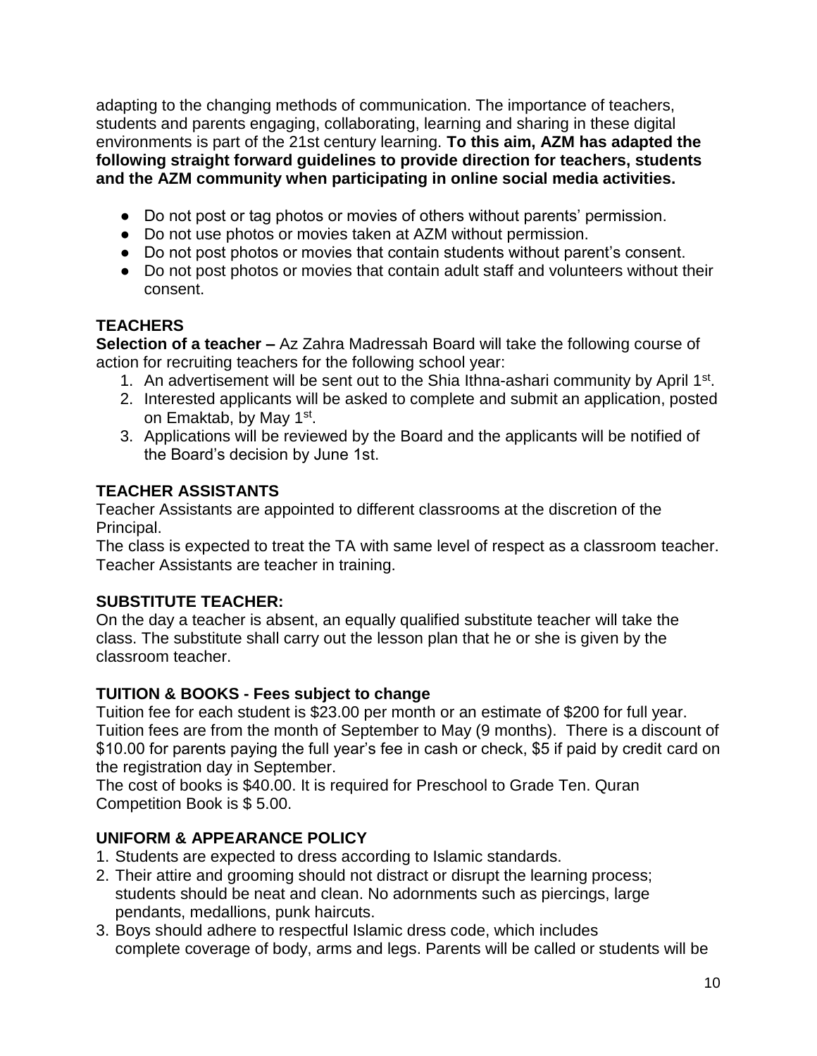adapting to the changing methods of communication. The importance of teachers, students and parents engaging, collaborating, learning and sharing in these digital environments is part of the 21st century learning. **To this aim, AZM has adapted the following straight forward guidelines to provide direction for teachers, students and the AZM community when participating in online social media activities.**

- Do not post or tag photos or movies of others without parents' permission.
- Do not use photos or movies taken at AZM without permission.
- Do not post photos or movies that contain students without parent's consent.
- Do not post photos or movies that contain adult staff and volunteers without their consent.

### TEACHERS

**Selection of a teacher –** Az Zahra Madressah Board will take the following course of action for recruiting teachers for the following school year:

1. An advertisement will be sent out to the Shia Ithna-ashari community by April 1st.
2. Interested applicants will be asked to complete and submit an application, posted on Emaktab, by May 1st.
3. Applications will be reviewed by the Board and the applicants will be notified of the Board's decision by June 1st.

### TEACHER ASSISTANTS

Teacher Assistants are appointed to different classrooms at the discretion of the Principal.

The class is expected to treat the TA with same level of respect as a classroom teacher. Teacher Assistants are teacher in training.

### SUBSTITUTE TEACHER:

On the day a teacher is absent, an equally qualified substitute teacher will take the class. The substitute shall carry out the lesson plan that he or she is given by the classroom teacher.

### TUITION & BOOKS - Fees subject to change

Tuition fee for each student is $23.00 per month or an estimate of $200 for full year. Tuition fees are from the month of September to May (9 months). There is a discount of $10.00 for parents paying the full year's fee in cash or check, $5 if paid by credit card on the registration day in September.

The cost of books is $40.00. It is required for Preschool to Grade Ten. Quran Competition Book is $ 5.00.

### UNIFORM & APPEARANCE POLICY

1. Students are expected to dress according to Islamic standards.
2. Their attire and grooming should not distract or disrupt the learning process; students should be neat and clean. No adornments such as piercings, large pendants, medallions, punk haircuts.
3. Boys should adhere to respectful Islamic dress code, which includes complete coverage of body, arms and legs. Parents will be called or students will be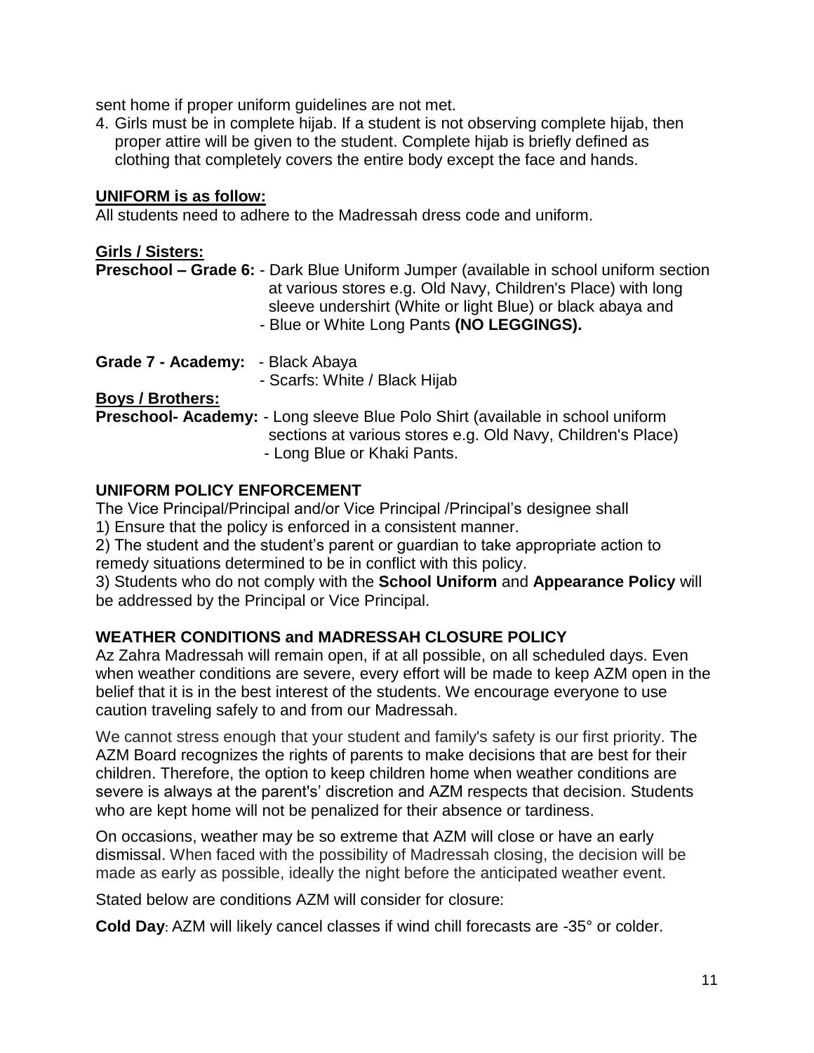sent home if proper uniform guidelines are not met.

4. Girls must be in complete hijab. If a student is not observing complete hijab, then proper attire will be given to the student. Complete hijab is briefly defined as clothing that completely covers the entire body except the face and hands.

**UNIFORM is as follow:**

All students need to adhere to the Madressah dress code and uniform.

**Girls / Sisters:**

**Preschool – Grade 6:** - Dark Blue Uniform Jumper (available in school uniform section at various stores e.g. Old Navy, Children's Place) with long sleeve undershirt (White or light Blue) or black abaya and
- Blue or White Long Pants **(NO LEGGINGS).**

**Grade 7 - Academy:** - Black Abaya
- Scarfs: White / Black Hijab

**Boys / Brothers:**

**Preschool- Academy:** - Long sleeve Blue Polo Shirt (available in school uniform sections at various stores e.g. Old Navy, Children's Place)
- Long Blue or Khaki Pants.

**UNIFORM POLICY ENFORCEMENT**

The Vice Principal/Principal and/or Vice Principal /Principal's designee shall

1) Ensure that the policy is enforced in a consistent manner.

2) The student and the student's parent or guardian to take appropriate action to remedy situations determined to be in conflict with this policy.

3) Students who do not comply with the **School Uniform** and **Appearance Policy** will be addressed by the Principal or Vice Principal.

**WEATHER CONDITIONS and MADRESSAH CLOSURE POLICY**

Az Zahra Madressah will remain open, if at all possible, on all scheduled days. Even when weather conditions are severe, every effort will be made to keep AZM open in the belief that it is in the best interest of the students. We encourage everyone to use caution traveling safely to and from our Madressah.

We cannot stress enough that your student and family's safety is our first priority. The AZM Board recognizes the rights of parents to make decisions that are best for their children. Therefore, the option to keep children home when weather conditions are severe is always at the parent's' discretion and AZM respects that decision. Students who are kept home will not be penalized for their absence or tardiness.

On occasions, weather may be so extreme that AZM will close or have an early dismissal. When faced with the possibility of Madressah closing, the decision will be made as early as possible, ideally the night before the anticipated weather event.

Stated below are conditions AZM will consider for closure:

**Cold Day:** AZM will likely cancel classes if wind chill forecasts are -35° or colder.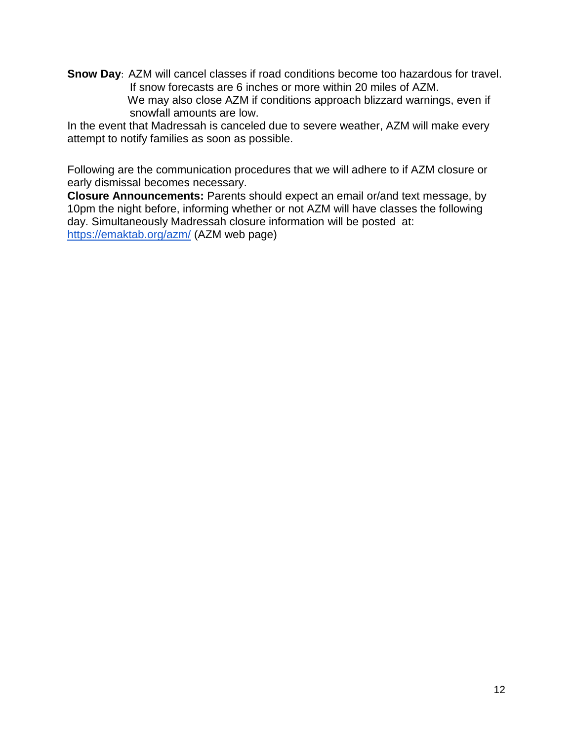**Snow Day**: AZM will cancel classes if road conditions become too hazardous for travel. If snow forecasts are 6 inches or more within 20 miles of AZM.
We may also close AZM if conditions approach blizzard warnings, even if snowfall amounts are low.

In the event that Madressah is canceled due to severe weather, AZM will make every attempt to notify families as soon as possible.

Following are the communication procedures that we will adhere to if AZM closure or early dismissal becomes necessary.

**Closure Announcements:** Parents should expect an email or/and text message, by 10pm the night before, informing whether or not AZM will have classes the following day. Simultaneously Madressah closure information will be posted at: [https://emaktab.org/azm/](https://emaktab.org/azm/) (AZM web page)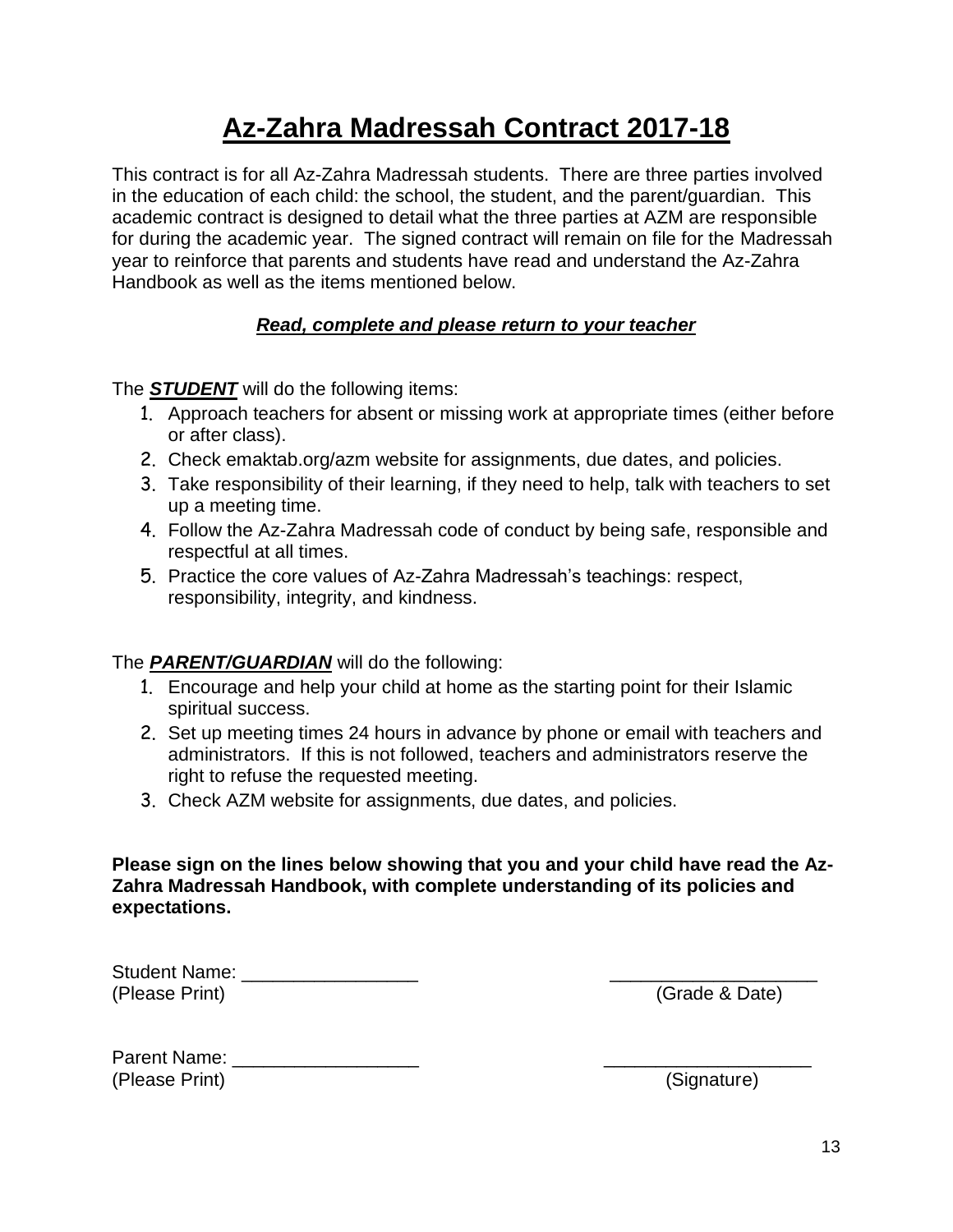# Az-Zahra Madressah Contract 2017-18

This contract is for all Az-Zahra Madressah students. There are three parties involved in the education of each child: the school, the student, and the parent/guardian. This academic contract is designed to detail what the three parties at AZM are responsible for during the academic year. The signed contract will remain on file for the Madressah year to reinforce that parents and students have read and understand the Az-Zahra Handbook as well as the items mentioned below.

***Read, complete and please return to your teacher***

The ***STUDENT*** will do the following items:

1. Approach teachers for absent or missing work at appropriate times (either before or after class).
2. Check emaktab.org/azm website for assignments, due dates, and policies.
3. Take responsibility of their learning, if they need to help, talk with teachers to set up a meeting time.
4. Follow the Az-Zahra Madressah code of conduct by being safe, responsible and respectful at all times.
5. Practice the core values of Az-Zahra Madressah's teachings: respect, responsibility, integrity, and kindness.

The ***PARENT/GUARDIAN*** will do the following:

1. Encourage and help your child at home as the starting point for their Islamic spiritual success.
2. Set up meeting times 24 hours in advance by phone or email with teachers and administrators. If this is not followed, teachers and administrators reserve the right to refuse the requested meeting.
3. Check AZM website for assignments, due dates, and policies.

**Please sign on the lines below showing that you and your child have read the Az-Zahra Madressah Handbook, with complete understanding of its policies and expectations.**

Student Name: _________________ ____________________
(Please Print) (Grade & Date)

Parent Name: __________________ ____________________
(Please Print) (Signature)